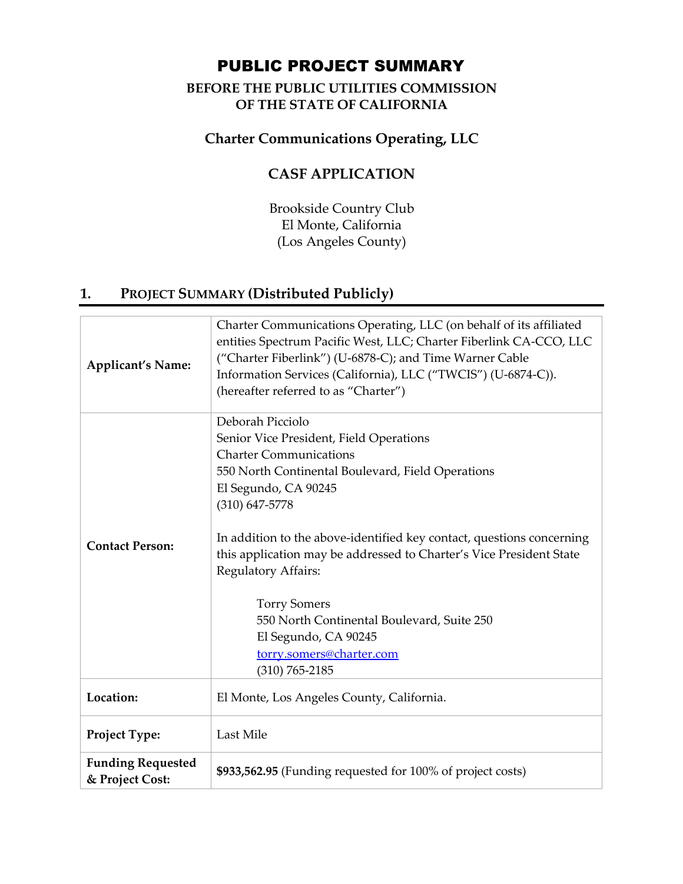# PUBLIC PROJECT SUMMARY

**BEFORE THE PUBLIC UTILITIES COMMISSION OF THE STATE OF CALIFORNIA**

## Charter Communications Operating, LLC

## CASF APPLICATION

Brookside Country Club
El Monte, California
(Los Angeles County)

## 1. PROJECT SUMMARY (Distributed Publicly)

| | |
|---|---|
| **Applicant's Name:** | Charter Communications Operating, LLC (on behalf of its affiliated entities Spectrum Pacific West, LLC; Charter Fiberlink CA-CCO, LLC ("Charter Fiberlink") (U-6878-C); and Time Warner Cable Information Services (California), LLC ("TWCIS") (U-6874-C)). (hereafter referred to as "Charter") |
| **Contact Person:** | Deborah Picciolo<br>Senior Vice President, Field Operations<br>Charter Communications<br>550 North Continental Boulevard, Field Operations<br>El Segundo, CA 90245<br>(310) 647-5778<br><br>In addition to the above-identified key contact, questions concerning this application may be addressed to Charter's Vice President State Regulatory Affairs:<br><br>Torry Somers<br>550 North Continental Boulevard, Suite 250<br>El Segundo, CA 90245<br>torry.somers@charter.com<br>(310) 765-2185 |
| **Location:** | El Monte, Los Angeles County, California. |
| **Project Type:** | Last Mile |
| **Funding Requested & Project Cost:** | **$933,562.95** (Funding requested for 100% of project costs) |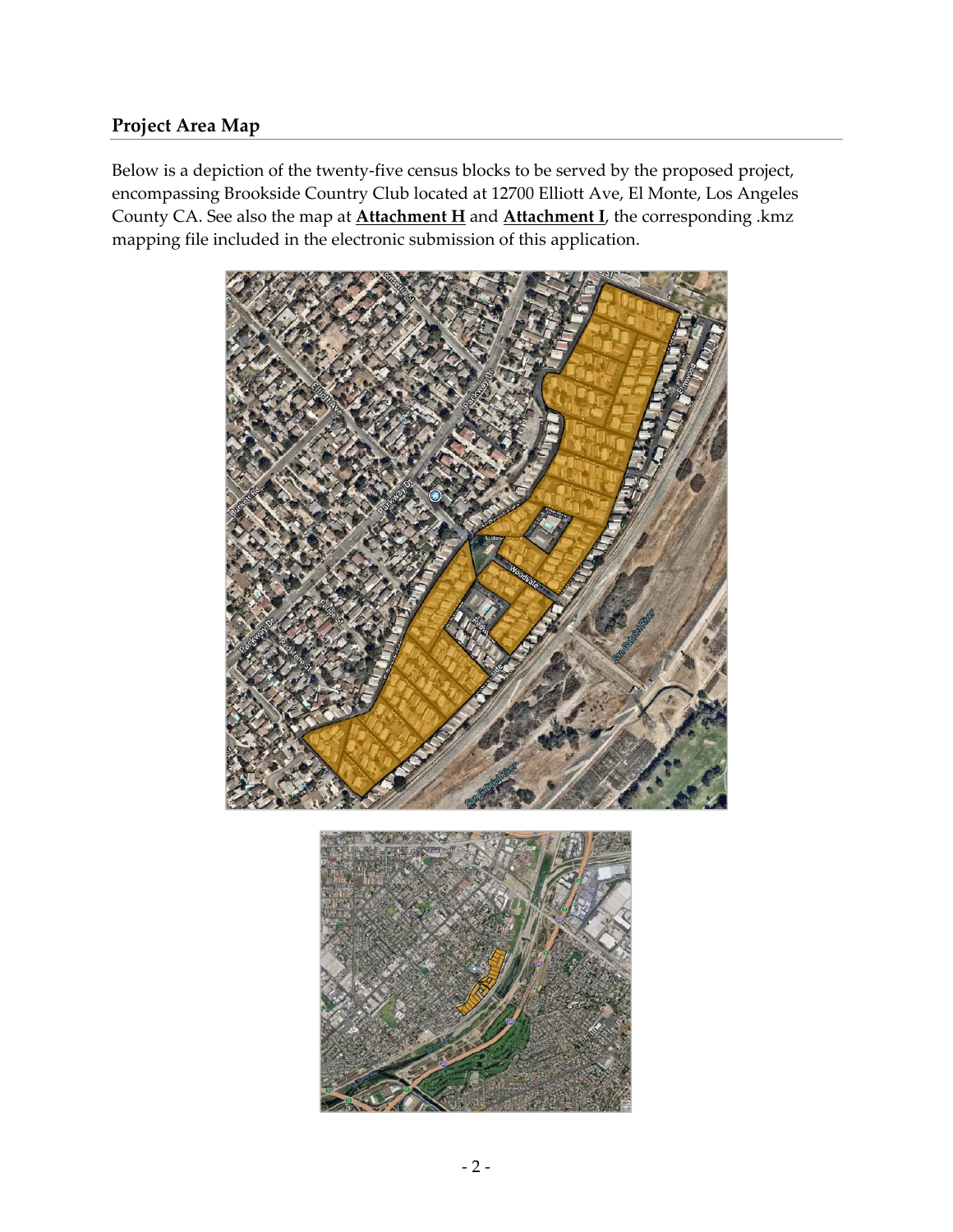## Project Area Map

Below is a depiction of the twenty-five census blocks to be served by the proposed project, encompassing Brookside Country Club located at 12700 Elliott Ave, El Monte, Los Angeles County CA. See also the map at **Attachment H** and **Attachment I**, the corresponding .kmz mapping file included in the electronic submission of this application.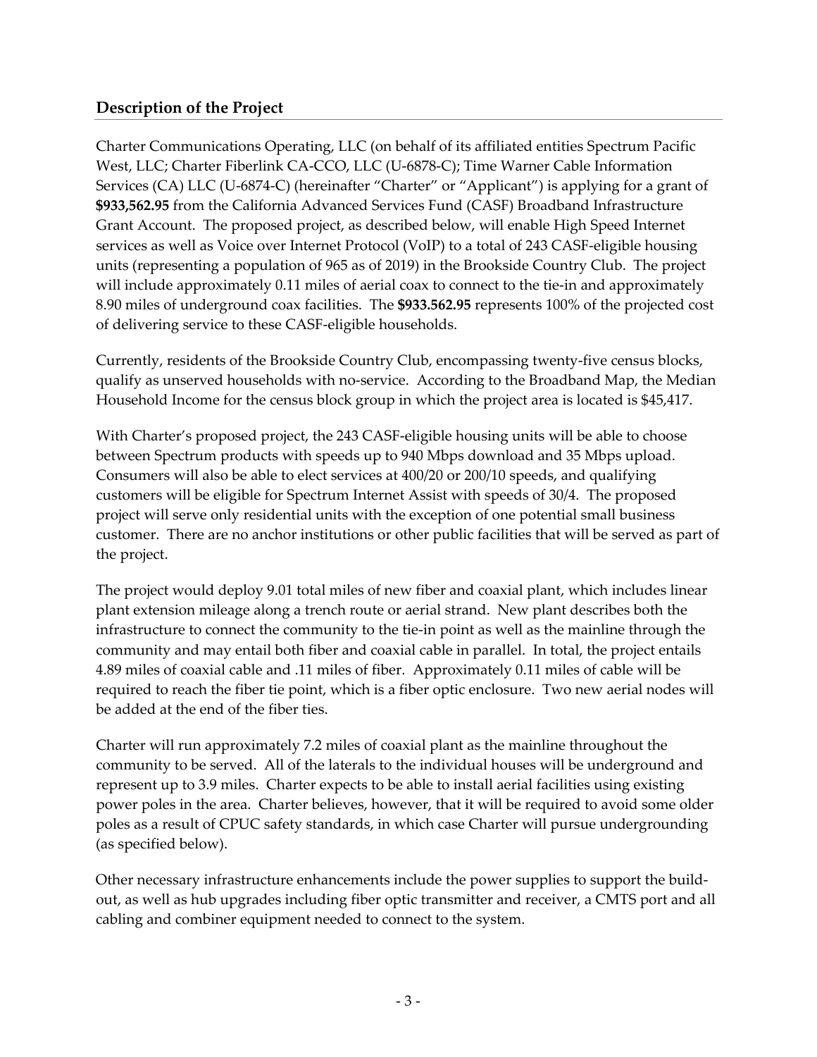## Description of the Project

Charter Communications Operating, LLC (on behalf of its affiliated entities Spectrum Pacific West, LLC; Charter Fiberlink CA-CCO, LLC (U-6878-C); Time Warner Cable Information Services (CA) LLC (U-6874-C) (hereinafter "Charter" or "Applicant") is applying for a grant of **$933,562.95** from the California Advanced Services Fund (CASF) Broadband Infrastructure Grant Account. The proposed project, as described below, will enable High Speed Internet services as well as Voice over Internet Protocol (VoIP) to a total of 243 CASF-eligible housing units (representing a population of 965 as of 2019) in the Brookside Country Club. The project will include approximately 0.11 miles of aerial coax to connect to the tie-in and approximately 8.90 miles of underground coax facilities. The **$933.562.95** represents 100% of the projected cost of delivering service to these CASF-eligible households.

Currently, residents of the Brookside Country Club, encompassing twenty-five census blocks, qualify as unserved households with no-service. According to the Broadband Map, the Median Household Income for the census block group in which the project area is located is $45,417.

With Charter's proposed project, the 243 CASF-eligible housing units will be able to choose between Spectrum products with speeds up to 940 Mbps download and 35 Mbps upload. Consumers will also be able to elect services at 400/20 or 200/10 speeds, and qualifying customers will be eligible for Spectrum Internet Assist with speeds of 30/4. The proposed project will serve only residential units with the exception of one potential small business customer. There are no anchor institutions or other public facilities that will be served as part of the project.

The project would deploy 9.01 total miles of new fiber and coaxial plant, which includes linear plant extension mileage along a trench route or aerial strand. New plant describes both the infrastructure to connect the community to the tie-in point as well as the mainline through the community and may entail both fiber and coaxial cable in parallel. In total, the project entails 4.89 miles of coaxial cable and .11 miles of fiber. Approximately 0.11 miles of cable will be required to reach the fiber tie point, which is a fiber optic enclosure. Two new aerial nodes will be added at the end of the fiber ties.

Charter will run approximately 7.2 miles of coaxial plant as the mainline throughout the community to be served. All of the laterals to the individual houses will be underground and represent up to 3.9 miles. Charter expects to be able to install aerial facilities using existing power poles in the area. Charter believes, however, that it will be required to avoid some older poles as a result of CPUC safety standards, in which case Charter will pursue undergrounding (as specified below).

Other necessary infrastructure enhancements include the power supplies to support the build-out, as well as hub upgrades including fiber optic transmitter and receiver, a CMTS port and all cabling and combiner equipment needed to connect to the system.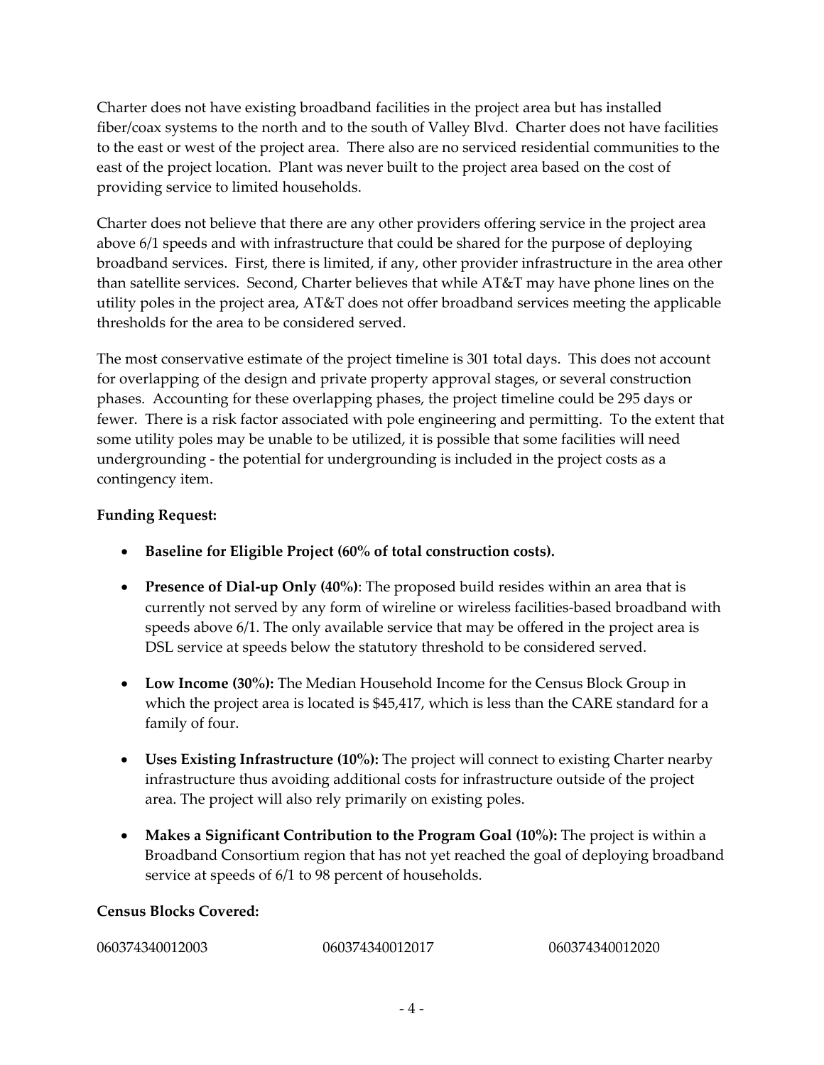Charter does not have existing broadband facilities in the project area but has installed fiber/coax systems to the north and to the south of Valley Blvd. Charter does not have facilities to the east or west of the project area. There also are no serviced residential communities to the east of the project location. Plant was never built to the project area based on the cost of providing service to limited households.

Charter does not believe that there are any other providers offering service in the project area above 6/1 speeds and with infrastructure that could be shared for the purpose of deploying broadband services. First, there is limited, if any, other provider infrastructure in the area other than satellite services. Second, Charter believes that while AT&T may have phone lines on the utility poles in the project area, AT&T does not offer broadband services meeting the applicable thresholds for the area to be considered served.

The most conservative estimate of the project timeline is 301 total days. This does not account for overlapping of the design and private property approval stages, or several construction phases. Accounting for these overlapping phases, the project timeline could be 295 days or fewer. There is a risk factor associated with pole engineering and permitting. To the extent that some utility poles may be unable to be utilized, it is possible that some facilities will need undergrounding - the potential for undergrounding is included in the project costs as a contingency item.

**Funding Request:**

- **Baseline for Eligible Project (60% of total construction costs).**
- **Presence of Dial-up Only (40%)**: The proposed build resides within an area that is currently not served by any form of wireline or wireless facilities-based broadband with speeds above 6/1. The only available service that may be offered in the project area is DSL service at speeds below the statutory threshold to be considered served.
- **Low Income (30%):** The Median Household Income for the Census Block Group in which the project area is located is $45,417, which is less than the CARE standard for a family of four.
- **Uses Existing Infrastructure (10%):** The project will connect to existing Charter nearby infrastructure thus avoiding additional costs for infrastructure outside of the project area. The project will also rely primarily on existing poles.
- **Makes a Significant Contribution to the Program Goal (10%):** The project is within a Broadband Consortium region that has not yet reached the goal of deploying broadband service at speeds of 6/1 to 98 percent of households.

**Census Blocks Covered:**

060374340012003 060374340012017 060374340012020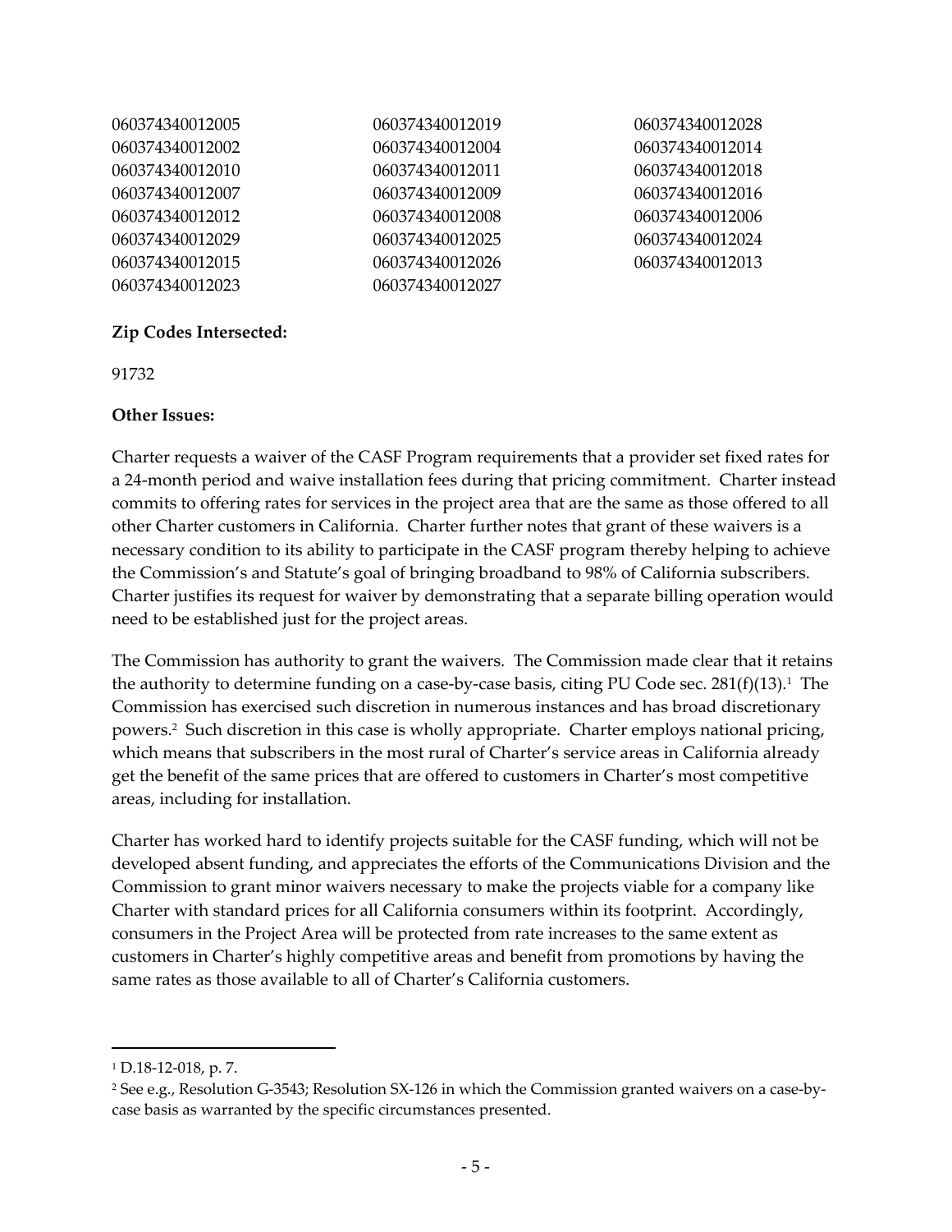| | | |
|---|---|---|
| 060374340012005 | 060374340012019 | 060374340012028 |
| 060374340012002 | 060374340012004 | 060374340012014 |
| 060374340012010 | 060374340012011 | 060374340012018 |
| 060374340012007 | 060374340012009 | 060374340012016 |
| 060374340012012 | 060374340012008 | 060374340012006 |
| 060374340012029 | 060374340012025 | 060374340012024 |
| 060374340012015 | 060374340012026 | 060374340012013 |
| 060374340012023 | 060374340012027 | |

**Zip Codes Intersected:**

91732

**Other Issues:**

Charter requests a waiver of the CASF Program requirements that a provider set fixed rates for a 24-month period and waive installation fees during that pricing commitment. Charter instead commits to offering rates for services in the project area that are the same as those offered to all other Charter customers in California. Charter further notes that grant of these waivers is a necessary condition to its ability to participate in the CASF program thereby helping to achieve the Commission's and Statute's goal of bringing broadband to 98% of California subscribers. Charter justifies its request for waiver by demonstrating that a separate billing operation would need to be established just for the project areas.

The Commission has authority to grant the waivers. The Commission made clear that it retains the authority to determine funding on a case-by-case basis, citing PU Code sec. 281(f)(13).[1] The Commission has exercised such discretion in numerous instances and has broad discretionary powers.[2] Such discretion in this case is wholly appropriate. Charter employs national pricing, which means that subscribers in the most rural of Charter's service areas in California already get the benefit of the same prices that are offered to customers in Charter's most competitive areas, including for installation.

Charter has worked hard to identify projects suitable for the CASF funding, which will not be developed absent funding, and appreciates the efforts of the Communications Division and the Commission to grant minor waivers necessary to make the projects viable for a company like Charter with standard prices for all California consumers within its footprint. Accordingly, consumers in the Project Area will be protected from rate increases to the same extent as customers in Charter's highly competitive areas and benefit from promotions by having the same rates as those available to all of Charter's California customers.

---

[1] D.18-12-018, p. 7.

[2] See e.g., Resolution G-3543; Resolution SX-126 in which the Commission granted waivers on a case-by-case basis as warranted by the specific circumstances presented.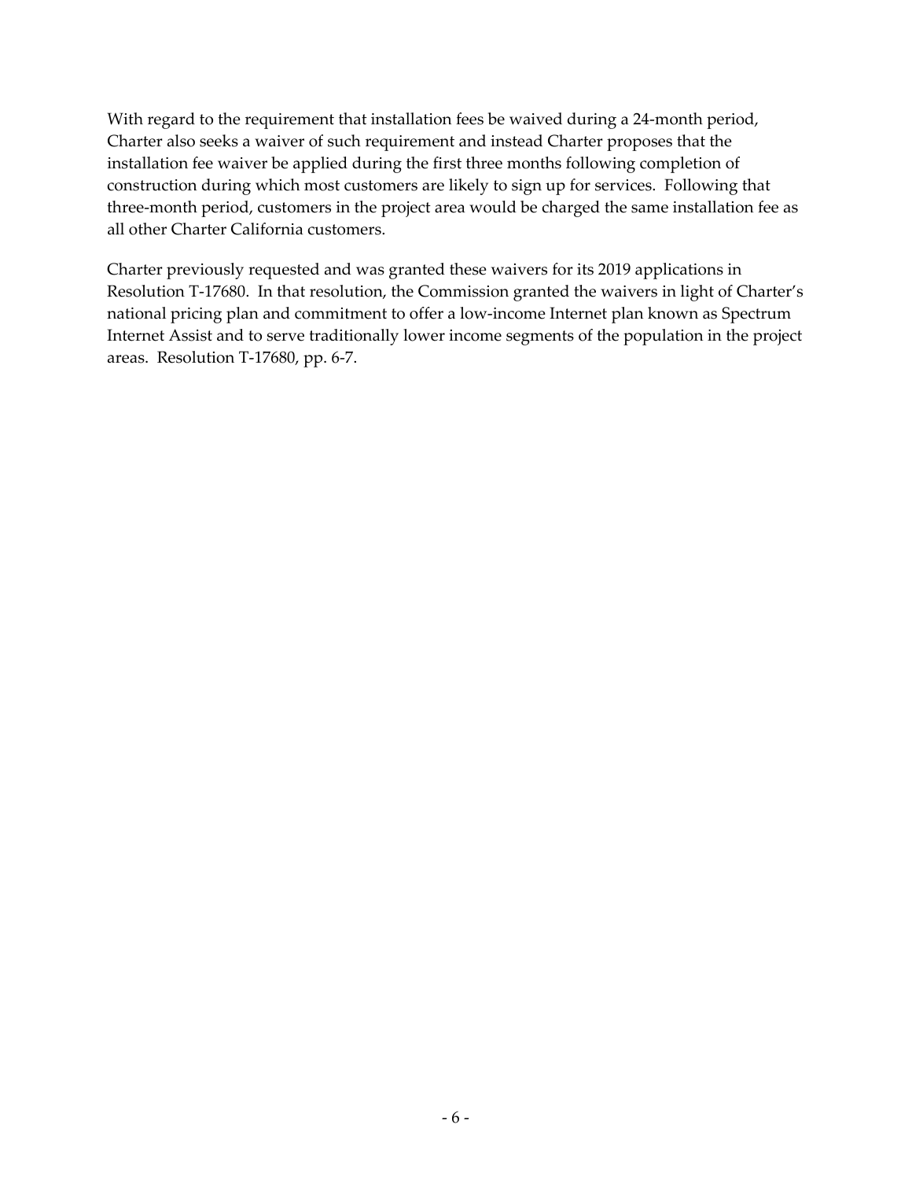With regard to the requirement that installation fees be waived during a 24-month period, Charter also seeks a waiver of such requirement and instead Charter proposes that the installation fee waiver be applied during the first three months following completion of construction during which most customers are likely to sign up for services. Following that three-month period, customers in the project area would be charged the same installation fee as all other Charter California customers.

Charter previously requested and was granted these waivers for its 2019 applications in Resolution T-17680. In that resolution, the Commission granted the waivers in light of Charter's national pricing plan and commitment to offer a low-income Internet plan known as Spectrum Internet Assist and to serve traditionally lower income segments of the population in the project areas. Resolution T-17680, pp. 6-7.